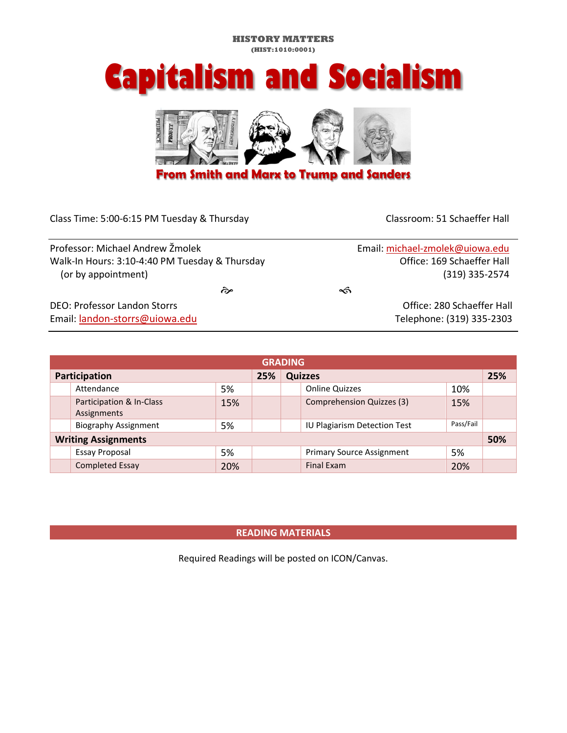**HISTORY MATTERS**
**(HIST:1010:0001)**

# Capitalism and Socialism

## From Smith and Marx to Trump and Sanders

Class Time: 5:00-6:15 PM Tuesday & Thursday

Classroom: 51 Schaeffer Hall

Professor: Michael Andrew Žmolek
Walk-In Hours: 3:10-4:40 PM Tuesday & Thursday
(or by appointment)

Email: michael-zmolek@uiowa.edu
Office: 169 Schaeffer Hall
(319) 335-2574

DEO: Professor Landon Storrs
Email: landon-storrs@uiowa.edu

Office: 280 Schaeffer Hall
Telephone: (319) 335-2303

| GRADING | | | | | | | |
|---|---|---|---|---|---|---|---|
| **Participation** | | | **25%** | **Quizzes** | | | **25%** |
| | Attendance | 5% | | | Online Quizzes | 10% | |
| | Participation & In-Class Assignments | 15% | | | Comprehension Quizzes (3) | 15% | |
| | Biography Assignment | 5% | | | IU Plagiarism Detection Test | Pass/Fail | |
| **Writing Assignments** | | | | | | | **50%** |
| | Essay Proposal | 5% | | | Primary Source Assignment | 5% | |
| | Completed Essay | 20% | | | Final Exam | 20% | |

## READING MATERIALS

Required Readings will be posted on ICON/Canvas.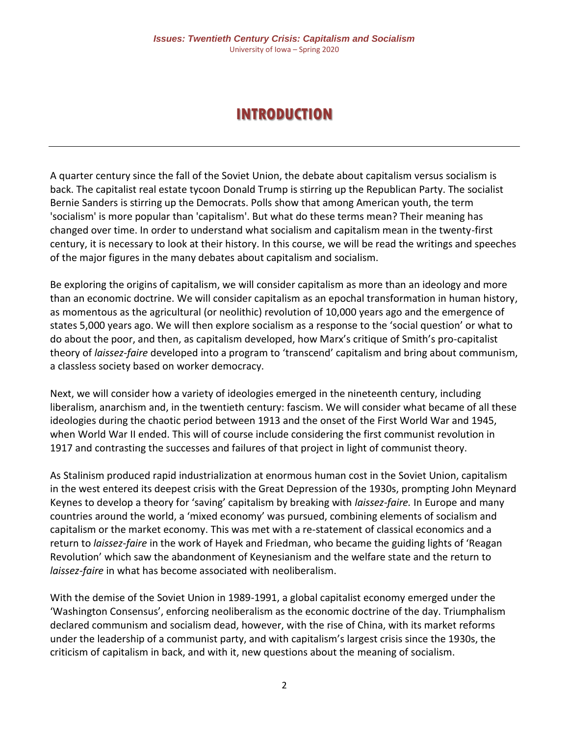# INTRODUCTION

A quarter century since the fall of the Soviet Union, the debate about capitalism versus socialism is back. The capitalist real estate tycoon Donald Trump is stirring up the Republican Party. The socialist Bernie Sanders is stirring up the Democrats. Polls show that among American youth, the term 'socialism' is more popular than 'capitalism'. But what do these terms mean? Their meaning has changed over time. In order to understand what socialism and capitalism mean in the twenty-first century, it is necessary to look at their history. In this course, we will be read the writings and speeches of the major figures in the many debates about capitalism and socialism.

Be exploring the origins of capitalism, we will consider capitalism as more than an ideology and more than an economic doctrine. We will consider capitalism as an epochal transformation in human history, as momentous as the agricultural (or neolithic) revolution of 10,000 years ago and the emergence of states 5,000 years ago. We will then explore socialism as a response to the 'social question' or what to do about the poor, and then, as capitalism developed, how Marx's critique of Smith's pro-capitalist theory of *laissez-faire* developed into a program to 'transcend' capitalism and bring about communism, a classless society based on worker democracy.

Next, we will consider how a variety of ideologies emerged in the nineteenth century, including liberalism, anarchism and, in the twentieth century: fascism. We will consider what became of all these ideologies during the chaotic period between 1913 and the onset of the First World War and 1945, when World War II ended. This will of course include considering the first communist revolution in 1917 and contrasting the successes and failures of that project in light of communist theory.

As Stalinism produced rapid industrialization at enormous human cost in the Soviet Union, capitalism in the west entered its deepest crisis with the Great Depression of the 1930s, prompting John Meynard Keynes to develop a theory for 'saving' capitalism by breaking with *laissez-faire.* In Europe and many countries around the world, a 'mixed economy' was pursued, combining elements of socialism and capitalism or the market economy. This was met with a re-statement of classical economics and a return to *laissez-faire* in the work of Hayek and Friedman, who became the guiding lights of 'Reagan Revolution' which saw the abandonment of Keynesianism and the welfare state and the return to *laissez-faire* in what has become associated with neoliberalism.

With the demise of the Soviet Union in 1989-1991, a global capitalist economy emerged under the 'Washington Consensus', enforcing neoliberalism as the economic doctrine of the day. Triumphalism declared communism and socialism dead, however, with the rise of China, with its market reforms under the leadership of a communist party, and with capitalism's largest crisis since the 1930s, the criticism of capitalism in back, and with it, new questions about the meaning of socialism.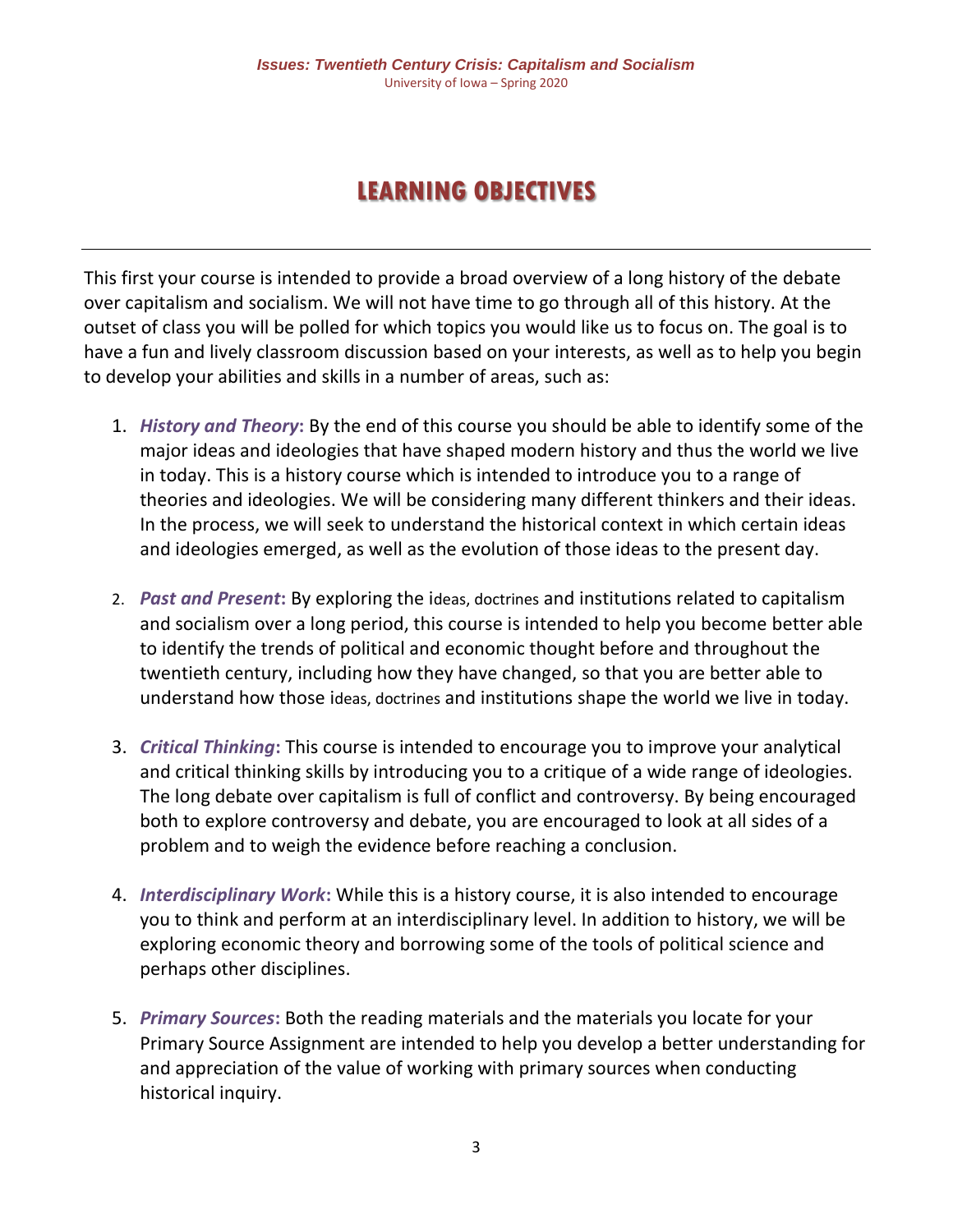# LEARNING OBJECTIVES

This first your course is intended to provide a broad overview of a long history of the debate over capitalism and socialism. We will not have time to go through all of this history. At the outset of class you will be polled for which topics you would like us to focus on. The goal is to have a fun and lively classroom discussion based on your interests, as well as to help you begin to develop your abilities and skills in a number of areas, such as:

1. ***History and Theory*:** By the end of this course you should be able to identify some of the major ideas and ideologies that have shaped modern history and thus the world we live in today. This is a history course which is intended to introduce you to a range of theories and ideologies. We will be considering many different thinkers and their ideas. In the process, we will seek to understand the historical context in which certain ideas and ideologies emerged, as well as the evolution of those ideas to the present day.

2. ***Past and Present*:** By exploring the ideas, doctrines and institutions related to capitalism and socialism over a long period, this course is intended to help you become better able to identify the trends of political and economic thought before and throughout the twentieth century, including how they have changed, so that you are better able to understand how those ideas, doctrines and institutions shape the world we live in today.

3. ***Critical Thinking*:** This course is intended to encourage you to improve your analytical and critical thinking skills by introducing you to a critique of a wide range of ideologies. The long debate over capitalism is full of conflict and controversy. By being encouraged both to explore controversy and debate, you are encouraged to look at all sides of a problem and to weigh the evidence before reaching a conclusion.

4. ***Interdisciplinary Work*:** While this is a history course, it is also intended to encourage you to think and perform at an interdisciplinary level. In addition to history, we will be exploring economic theory and borrowing some of the tools of political science and perhaps other disciplines.

5. ***Primary Sources*:** Both the reading materials and the materials you locate for your Primary Source Assignment are intended to help you develop a better understanding for and appreciation of the value of working with primary sources when conducting historical inquiry.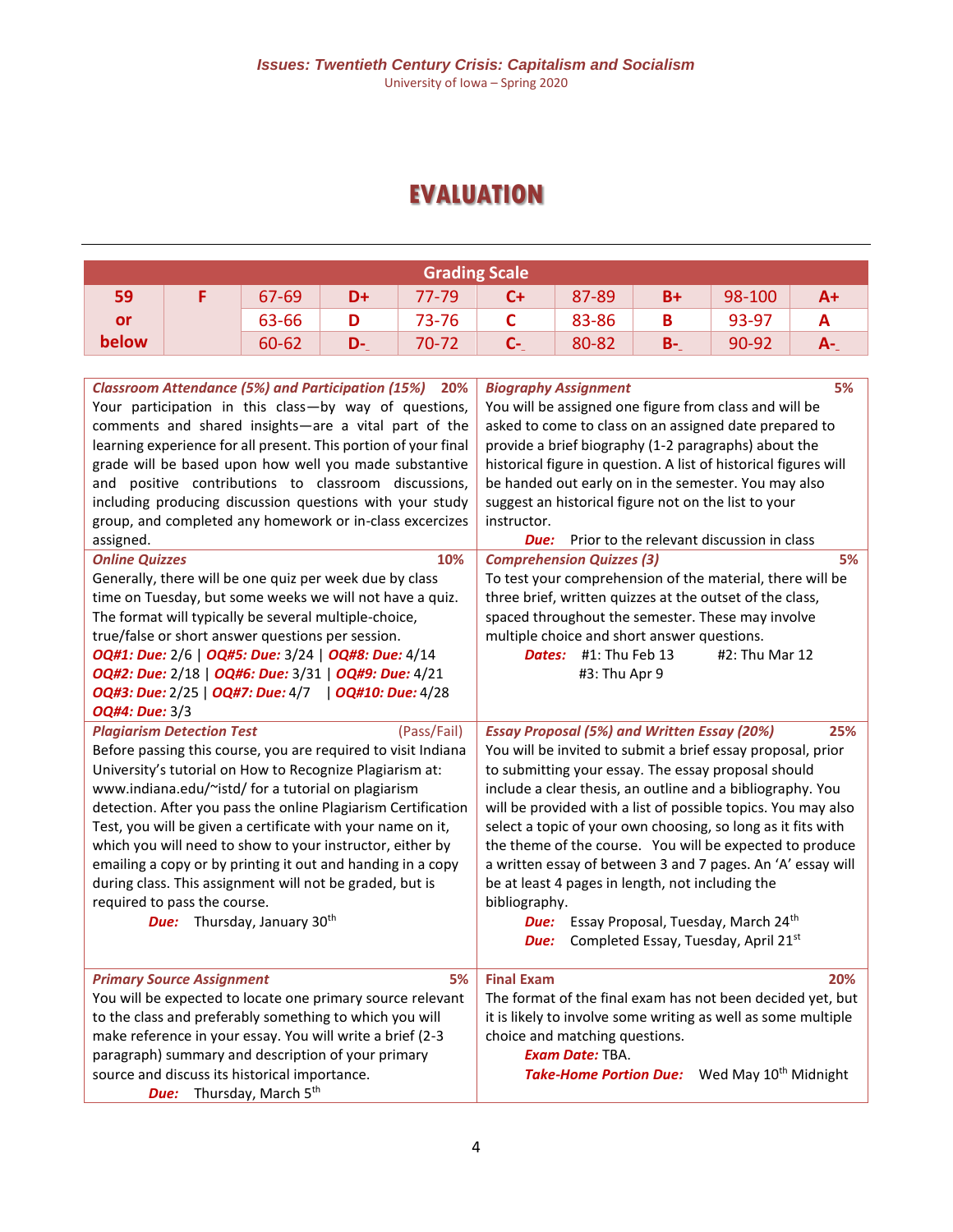# EVALUATION

| Grading Scale | | | | | | | | | |
|---|---|---|---|---|---|---|---|---|---|
| 59 or below | F | 67-69 | D+ | 77-79 | C+ | 87-89 | B+ | 98-100 | A+ |
| | | 63-66 | D | 73-76 | C | 83-86 | B | 93-97 | A |
| | | 60-62 | D- | 70-72 | C- | 80-82 | B- | 90-92 | A- |

***Classroom Attendance (5%) and Participation (15%)*** **20%**

Your participation in this class—by way of questions, comments and shared insights—are a vital part of the learning experience for all present. This portion of your final grade will be based upon how well you made substantive and positive contributions to classroom discussions, including producing discussion questions with your study group, and completed any homework or in-class excercizes assigned.

***Biography Assignment*** **5%**

You will be assigned one figure from class and will be asked to come to class on an assigned date prepared to provide a brief biography (1-2 paragraphs) about the historical figure in question. A list of historical figures will be handed out early on in the semester. You may also suggest an historical figure not on the list to your instructor.

***Due:*** Prior to the relevant discussion in class

***Online Quizzes*** **10%**

Generally, there will be one quiz per week due by class time on Tuesday, but some weeks we will not have a quiz. The format will typically be several multiple-choice, true/false or short answer questions per session.

***OQ#1: Due:*** 2/6 | ***OQ#5: Due:*** 3/24 | ***OQ#8: Due:*** 4/14
***OQ#2: Due:*** 2/18 | ***OQ#6: Due:*** 3/31 | ***OQ#9: Due:*** 4/21
***OQ#3: Due:*** 2/25 | ***OQ#7: Due:*** 4/7 | ***OQ#10: Due:*** 4/28
***OQ#4: Due:*** 3/3

***Comprehension Quizzes (3)*** **5%**

To test your comprehension of the material, there will be three brief, written quizzes at the outset of the class, spaced throughout the semester. These may involve multiple choice and short answer questions.

***Dates:*** #1: Thu Feb 13 #2: Thu Mar 12
#3: Thu Apr 9

***Plagiarism Detection Test*** (Pass/Fail)

Before passing this course, you are required to visit Indiana University's tutorial on How to Recognize Plagiarism at: www.indiana.edu/~istd/ for a tutorial on plagiarism detection. After you pass the online Plagiarism Certification Test, you will be given a certificate with your name on it, which you will need to show to your instructor, either by emailing a copy or by printing it out and handing in a copy during class. This assignment will not be graded, but is required to pass the course.

***Due:*** Thursday, January 30th

***Essay Proposal (5%) and Written Essay (20%)*** **25%**

You will be invited to submit a brief essay proposal, prior to submitting your essay. The essay proposal should include a clear thesis, an outline and a bibliography. You will be provided with a list of possible topics. You may also select a topic of your own choosing, so long as it fits with the theme of the course. You will be expected to produce a written essay of between 3 and 7 pages. An 'A' essay will be at least 4 pages in length, not including the bibliography.

***Due:*** Essay Proposal, Tuesday, March 24th
***Due:*** Completed Essay, Tuesday, April 21st

***Primary Source Assignment*** **5%**

You will be expected to locate one primary source relevant to the class and preferably something to which you will make reference in your essay. You will write a brief (2-3 paragraph) summary and description of your primary source and discuss its historical importance.

***Due:*** Thursday, March 5th

**Final Exam** **20%**

The format of the final exam has not been decided yet, but it is likely to involve some writing as well as some multiple choice and matching questions.

***Exam Date:*** TBA.
***Take-Home Portion Due:*** Wed May 10th Midnight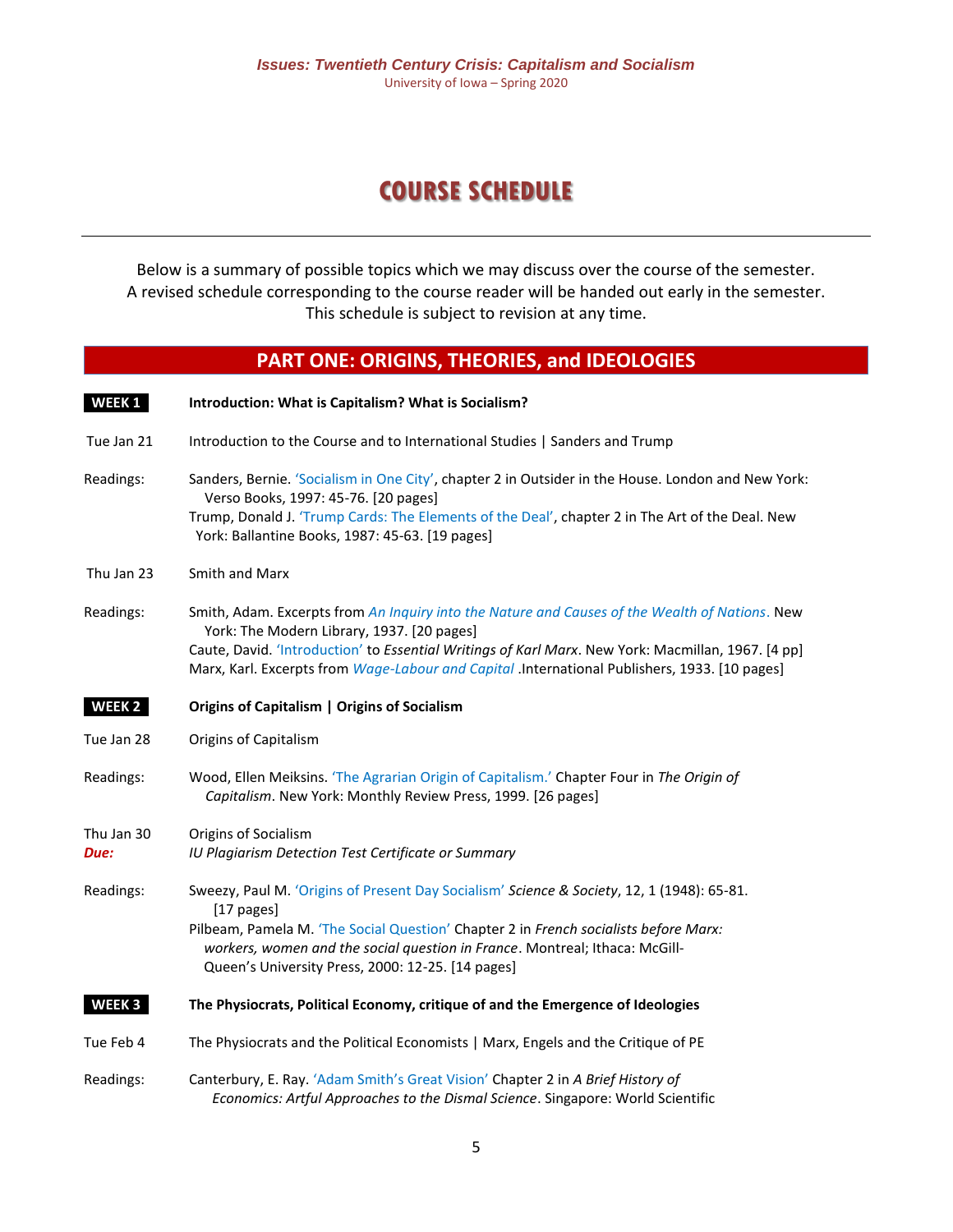# COURSE SCHEDULE

---

Below is a summary of possible topics which we may discuss over the course of the semester.
A revised schedule corresponding to the course reader will be handed out early in the semester.
This schedule is subject to revision at any time.

## PART ONE: ORIGINS, THEORIES, and IDEOLOGIES

**WEEK 1** **Introduction: What is Capitalism? What is Socialism?**

Tue Jan 21 — Introduction to the Course and to International Studies | Sanders and Trump

Readings:
Sanders, Bernie. 'Socialism in One City', chapter 2 in Outsider in the House. London and New York: Verso Books, 1997: 45-76. [20 pages]
Trump, Donald J. 'Trump Cards: The Elements of the Deal', chapter 2 in The Art of the Deal. New York: Ballantine Books, 1987: 45-63. [19 pages]

Thu Jan 23 — Smith and Marx

Readings:
Smith, Adam. Excerpts from *An Inquiry into the Nature and Causes of the Wealth of Nations*. New York: The Modern Library, 1937. [20 pages]
Caute, David. 'Introduction' to *Essential Writings of Karl Marx*. New York: Macmillan, 1967. [4 pp]
Marx, Karl. Excerpts from *Wage-Labour and Capital* .International Publishers, 1933. [10 pages]

**WEEK 2** **Origins of Capitalism | Origins of Socialism**

Tue Jan 28 — Origins of Capitalism

Readings:
Wood, Ellen Meiksins. 'The Agrarian Origin of Capitalism.' Chapter Four in *The Origin of Capitalism*. New York: Monthly Review Press, 1999. [26 pages]

Thu Jan 30 — Origins of Socialism
***Due:*** *IU Plagiarism Detection Test Certificate or Summary*

Readings:
Sweezy, Paul M. 'Origins of Present Day Socialism' *Science & Society*, 12, 1 (1948): 65-81. [17 pages]
Pilbeam, Pamela M. 'The Social Question' Chapter 2 in *French socialists before Marx: workers, women and the social question in France*. Montreal; Ithaca: McGill-Queen's University Press, 2000: 12-25. [14 pages]

**WEEK 3** **The Physiocrats, Political Economy, critique of and the Emergence of Ideologies**

Tue Feb 4 — The Physiocrats and the Political Economists | Marx, Engels and the Critique of PE

Readings:
Canterbury, E. Ray. 'Adam Smith's Great Vision' Chapter 2 in *A Brief History of Economics: Artful Approaches to the Dismal Science*. Singapore: World Scientific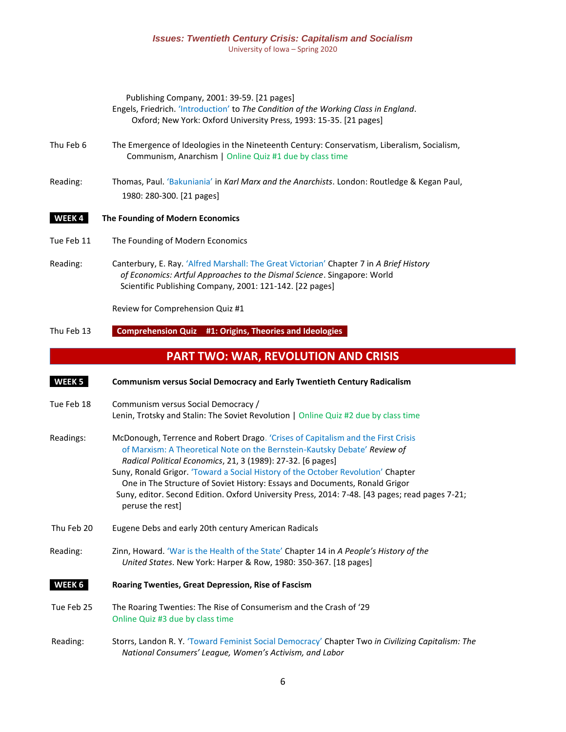Publishing Company, 2001: 39-59. [21 pages]
Engels, Friedrich. 'Introduction' to *The Condition of the Working Class in England*. Oxford; New York: Oxford University Press, 1993: 15-35. [21 pages]

Thu Feb 6 — The Emergence of Ideologies in the Nineteenth Century: Conservatism, Liberalism, Socialism, Communism, Anarchism | Online Quiz #1 due by class time

Reading: Thomas, Paul. 'Bakuniania' in *Karl Marx and the Anarchists*. London: Routledge & Kegan Paul, 1980: 280-300. [21 pages]

**WEEK 4** **The Founding of Modern Economics**

Tue Feb 11 — The Founding of Modern Economics

Reading: Canterbury, E. Ray. 'Alfred Marshall: The Great Victorian' Chapter 7 in *A Brief History of Economics: Artful Approaches to the Dismal Science*. Singapore: World Scientific Publishing Company, 2001: 121-142. [22 pages]

Review for Comprehension Quiz #1

Thu Feb 13 — **Comprehension Quiz #1: Origins, Theories and Ideologies**

## PART TWO: WAR, REVOLUTION AND CRISIS

**WEEK 5** **Communism versus Social Democracy and Early Twentieth Century Radicalism**

Tue Feb 18 — Communism versus Social Democracy / Lenin, Trotsky and Stalin: The Soviet Revolution | Online Quiz #2 due by class time

Readings: McDonough, Terrence and Robert Drago. 'Crises of Capitalism and the First Crisis of Marxism: A Theoretical Note on the Bernstein-Kautsky Debate' *Review of Radical Political Economics*, 21, 3 (1989): 27-32. [6 pages]
Suny, Ronald Grigor. 'Toward a Social History of the October Revolution' Chapter One in The Structure of Soviet History: Essays and Documents, Ronald Grigor Suny, editor. Second Edition. Oxford University Press, 2014: 7-48. [43 pages; read pages 7-21; peruse the rest]

Thu Feb 20 — Eugene Debs and early 20th century American Radicals

Reading: Zinn, Howard. 'War is the Health of the State' Chapter 14 in *A People's History of the United States*. New York: Harper & Row, 1980: 350-367. [18 pages]

**WEEK 6** **Roaring Twenties, Great Depression, Rise of Fascism**

Tue Feb 25 — The Roaring Twenties: The Rise of Consumerism and the Crash of '29
Online Quiz #3 due by class time

Reading: Storrs, Landon R. Y. 'Toward Feminist Social Democracy' Chapter Two *in Civilizing Capitalism: The National Consumers' League, Women's Activism, and Labor*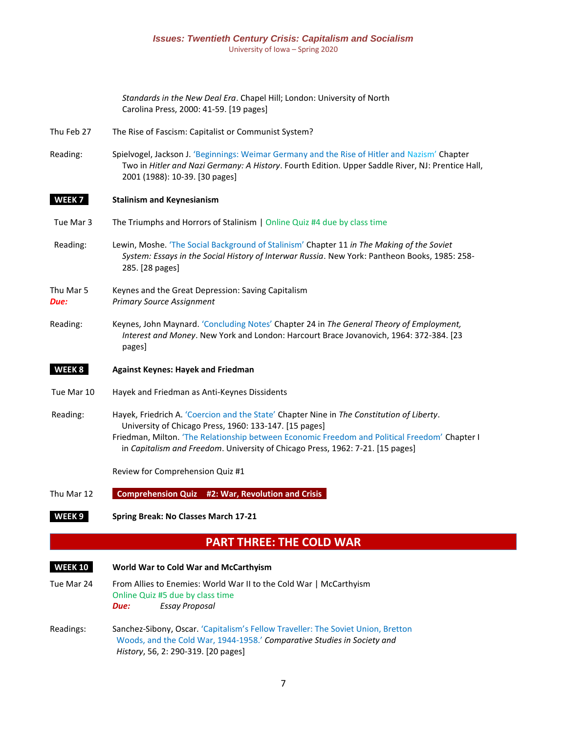*Standards in the New Deal Era*. Chapel Hill; London: University of North Carolina Press, 2000: 41-59. [19 pages]

Thu Feb 27 — The Rise of Fascism: Capitalist or Communist System?

Reading: Spielvogel, Jackson J. 'Beginnings: Weimar Germany and the Rise of Hitler and Nazism' Chapter Two in *Hitler and Nazi Germany: A History*. Fourth Edition. Upper Saddle River, NJ: Prentice Hall, 2001 (1988): 10-39. [30 pages]

**WEEK 7** — **Stalinism and Keynesianism**

Tue Mar 3 — The Triumphs and Horrors of Stalinism | Online Quiz #4 due by class time

Reading: Lewin, Moshe. 'The Social Background of Stalinism' Chapter 11 *in The Making of the Soviet System: Essays in the Social History of Interwar Russia*. New York: Pantheon Books, 1985: 258-285. [28 pages]

Thu Mar 5 — Keynes and the Great Depression: Saving Capitalism
***Due:*** *Primary Source Assignment*

Reading: Keynes, John Maynard. 'Concluding Notes' Chapter 24 in *The General Theory of Employment, Interest and Money*. New York and London: Harcourt Brace Jovanovich, 1964: 372-384. [23 pages]

**WEEK 8** — **Against Keynes: Hayek and Friedman**

Tue Mar 10 — Hayek and Friedman as Anti-Keynes Dissidents

Reading: Hayek, Friedrich A. 'Coercion and the State' Chapter Nine in *The Constitution of Liberty*. University of Chicago Press, 1960: 133-147. [15 pages]
Friedman, Milton. 'The Relationship between Economic Freedom and Political Freedom' Chapter I in *Capitalism and Freedom*. University of Chicago Press, 1962: 7-21. [15 pages]

Review for Comprehension Quiz #1

Thu Mar 12 — **Comprehension Quiz #2: War, Revolution and Crisis**

**WEEK 9** — **Spring Break: No Classes March 17-21**

## PART THREE: THE COLD WAR

**WEEK 10** — **World War to Cold War and McCarthyism**

Tue Mar 24 — From Allies to Enemies: World War II to the Cold War | McCarthyism
Online Quiz #5 due by class time
***Due:*** *Essay Proposal*

Readings: Sanchez-Sibony, Oscar. 'Capitalism's Fellow Traveller: The Soviet Union, Bretton Woods, and the Cold War, 1944-1958.' *Comparative Studies in Society and History*, 56, 2: 290-319. [20 pages]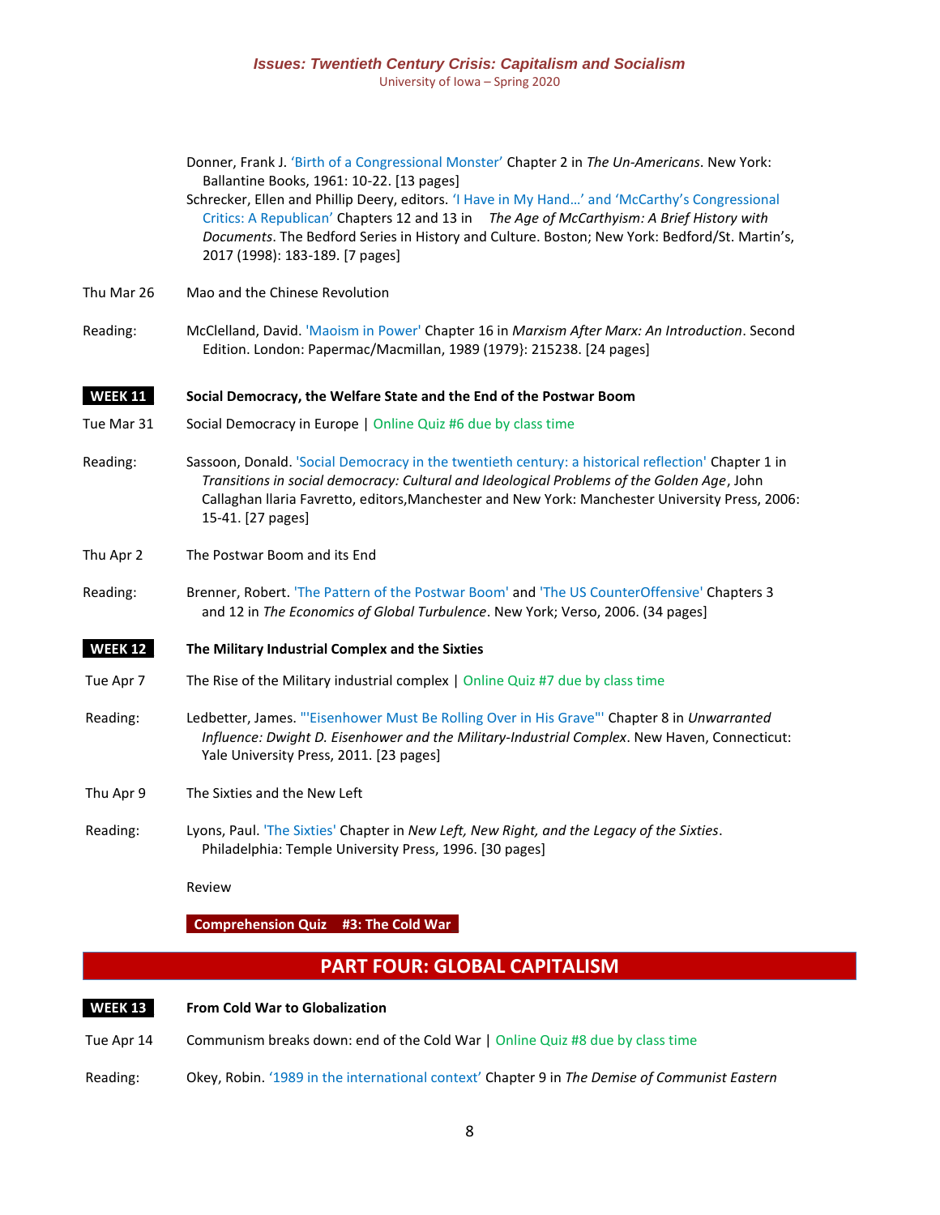Donner, Frank J. 'Birth of a Congressional Monster' Chapter 2 in *The Un-Americans*. New York: Ballantine Books, 1961: 10-22. [13 pages]

Schrecker, Ellen and Phillip Deery, editors. 'I Have in My Hand…' and 'McCarthy's Congressional Critics: A Republican' Chapters 12 and 13 in *The Age of McCarthyism: A Brief History with Documents*. The Bedford Series in History and Culture. Boston; New York: Bedford/St. Martin's, 2017 (1998): 183-189. [7 pages]

Thu Mar 26 — Mao and the Chinese Revolution

Reading: McClelland, David. 'Maoism in Power' Chapter 16 in *Marxism After Marx: An Introduction*. Second Edition. London: Papermac/Macmillan, 1989 (1979}: 215238. [24 pages]

**WEEK 11** — **Social Democracy, the Welfare State and the End of the Postwar Boom**

Tue Mar 31 — Social Democracy in Europe | Online Quiz #6 due by class time

Reading: Sassoon, Donald. 'Social Democracy in the twentieth century: a historical reflection' Chapter 1 in *Transitions in social democracy: Cultural and Ideological Problems of the Golden Age*, John Callaghan llaria Favretto, editors,Manchester and New York: Manchester University Press, 2006: 15-41. [27 pages]

Thu Apr 2 — The Postwar Boom and its End

Reading: Brenner, Robert. 'The Pattern of the Postwar Boom' and 'The US CounterOffensive' Chapters 3 and 12 in *The Economics of Global Turbulence*. New York; Verso, 2006. (34 pages]

**WEEK 12** — **The Military Industrial Complex and the Sixties**

Tue Apr 7 — The Rise of the Military industrial complex | Online Quiz #7 due by class time

Reading: Ledbetter, James. "'Eisenhower Must Be Rolling Over in His Grave"' Chapter 8 in *Unwarranted Influence: Dwight D. Eisenhower and the Military-Industrial Complex*. New Haven, Connecticut: Yale University Press, 2011. [23 pages]

Thu Apr 9 — The Sixties and the New Left

Reading: Lyons, Paul. 'The Sixties' Chapter in *New Left, New Right, and the Legacy of the Sixties*. Philadelphia: Temple University Press, 1996. [30 pages]

Review

**Comprehension Quiz #3: The Cold War**

## PART FOUR: GLOBAL CAPITALISM

**WEEK 13** — **From Cold War to Globalization**

Tue Apr 14 — Communism breaks down: end of the Cold War | Online Quiz #8 due by class time

Reading: Okey, Robin. '1989 in the international context' Chapter 9 in *The Demise of Communist Eastern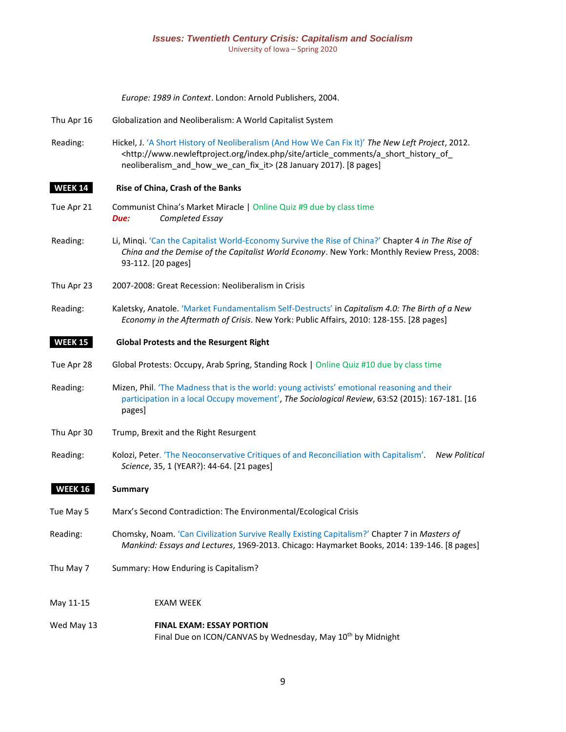*Europe: 1989 in Context*. London: Arnold Publishers, 2004.

Thu Apr 16 — Globalization and Neoliberalism: A World Capitalist System

Reading: Hickel, J. 'A Short History of Neoliberalism (And How We Can Fix It)' *The New Left Project*, 2012. <http://www.newleftproject.org/index.php/site/article_comments/a_short_history_of_neoliberalism_and_how_we_can_fix_it> (28 January 2017). [8 pages]

## WEEK 14 — Rise of China, Crash of the Banks

Tue Apr 21 — Communist China's Market Miracle | Online Quiz #9 due by class time
***Due:*** *Completed Essay*

Reading: Li, Minqi. 'Can the Capitalist World-Economy Survive the Rise of China?' Chapter 4 *in The Rise of China and the Demise of the Capitalist World Economy*. New York: Monthly Review Press, 2008: 93-112. [20 pages]

Thu Apr 23 — 2007-2008: Great Recession: Neoliberalism in Crisis

Reading: Kaletsky, Anatole. 'Market Fundamentalism Self-Destructs' in *Capitalism 4.0: The Birth of a New Economy in the Aftermath of Crisis*. New York: Public Affairs, 2010: 128-155. [28 pages]

## WEEK 15 — Global Protests and the Resurgent Right

Tue Apr 28 — Global Protests: Occupy, Arab Spring, Standing Rock | Online Quiz #10 due by class time

Reading: Mizen, Phil. 'The Madness that is the world: young activists' emotional reasoning and their participation in a local Occupy movement', *The Sociological Review*, 63:S2 (2015): 167-181. [16 pages]

Thu Apr 30 — Trump, Brexit and the Right Resurgent

Reading: Kolozi, Peter. 'The Neoconservative Critiques of and Reconciliation with Capitalism'. *New Political Science*, 35, 1 (YEAR?): 44-64. [21 pages]

## WEEK 16 — Summary

Tue May 5 — Marx's Second Contradiction: The Environmental/Ecological Crisis

Reading: Chomsky, Noam. 'Can Civilization Survive Really Existing Capitalism?' Chapter 7 in *Masters of Mankind: Essays and Lectures*, 1969-2013. Chicago: Haymarket Books, 2014: 139-146. [8 pages]

Thu May 7 — Summary: How Enduring is Capitalism?

May 11-15 — EXAM WEEK

Wed May 13 — **FINAL EXAM: ESSAY PORTION**
Final Due on ICON/CANVAS by Wednesday, May 10th by Midnight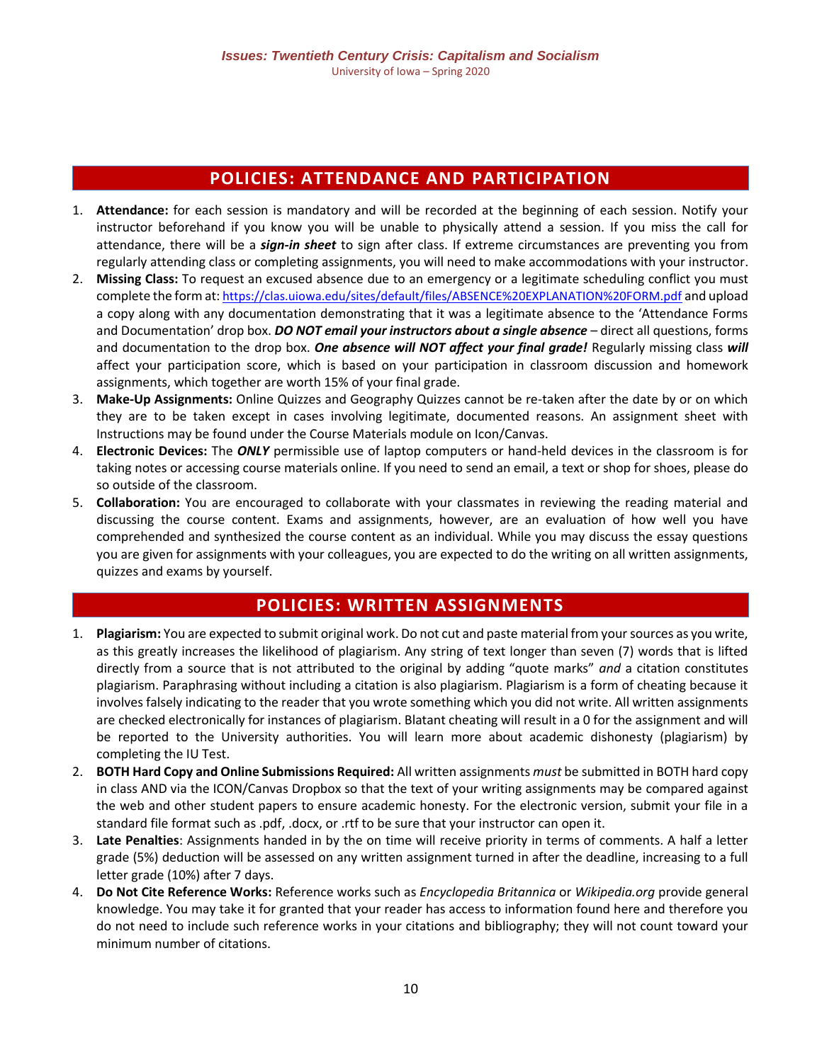## POLICIES: ATTENDANCE AND PARTICIPATION

1. **Attendance:** for each session is mandatory and will be recorded at the beginning of each session. Notify your instructor beforehand if you know you will be unable to physically attend a session. If you miss the call for attendance, there will be a ***sign-in sheet*** to sign after class. If extreme circumstances are preventing you from regularly attending class or completing assignments, you will need to make accommodations with your instructor.
2. **Missing Class:** To request an excused absence due to an emergency or a legitimate scheduling conflict you must complete the form at: https://clas.uiowa.edu/sites/default/files/ABSENCE%20EXPLANATION%20FORM.pdf and upload a copy along with any documentation demonstrating that it was a legitimate absence to the 'Attendance Forms and Documentation' drop box. ***DO NOT email your instructors about a single absence*** – direct all questions, forms and documentation to the drop box. ***One absence will NOT affect your final grade!*** Regularly missing class ***will*** affect your participation score, which is based on your participation in classroom discussion and homework assignments, which together are worth 15% of your final grade.
3. **Make-Up Assignments:** Online Quizzes and Geography Quizzes cannot be re-taken after the date by or on which they are to be taken except in cases involving legitimate, documented reasons. An assignment sheet with Instructions may be found under the Course Materials module on Icon/Canvas.
4. **Electronic Devices:** The ***ONLY*** permissible use of laptop computers or hand-held devices in the classroom is for taking notes or accessing course materials online. If you need to send an email, a text or shop for shoes, please do so outside of the classroom.
5. **Collaboration:** You are encouraged to collaborate with your classmates in reviewing the reading material and discussing the course content. Exams and assignments, however, are an evaluation of how well you have comprehended and synthesized the course content as an individual. While you may discuss the essay questions you are given for assignments with your colleagues, you are expected to do the writing on all written assignments, quizzes and exams by yourself.

## POLICIES: WRITTEN ASSIGNMENTS

1. **Plagiarism:** You are expected to submit original work. Do not cut and paste material from your sources as you write, as this greatly increases the likelihood of plagiarism. Any string of text longer than seven (7) words that is lifted directly from a source that is not attributed to the original by adding "quote marks" *and* a citation constitutes plagiarism. Paraphrasing without including a citation is also plagiarism. Plagiarism is a form of cheating because it involves falsely indicating to the reader that you wrote something which you did not write. All written assignments are checked electronically for instances of plagiarism. Blatant cheating will result in a 0 for the assignment and will be reported to the University authorities. You will learn more about academic dishonesty (plagiarism) by completing the IU Test.
2. **BOTH Hard Copy and Online Submissions Required:** All written assignments *must* be submitted in BOTH hard copy in class AND via the ICON/Canvas Dropbox so that the text of your writing assignments may be compared against the web and other student papers to ensure academic honesty. For the electronic version, submit your file in a standard file format such as .pdf, .docx, or .rtf to be sure that your instructor can open it.
3. **Late Penalties**: Assignments handed in by the on time will receive priority in terms of comments. A half a letter grade (5%) deduction will be assessed on any written assignment turned in after the deadline, increasing to a full letter grade (10%) after 7 days.
4. **Do Not Cite Reference Works:** Reference works such as *Encyclopedia Britannica* or *Wikipedia.org* provide general knowledge. You may take it for granted that your reader has access to information found here and therefore you do not need to include such reference works in your citations and bibliography; they will not count toward your minimum number of citations.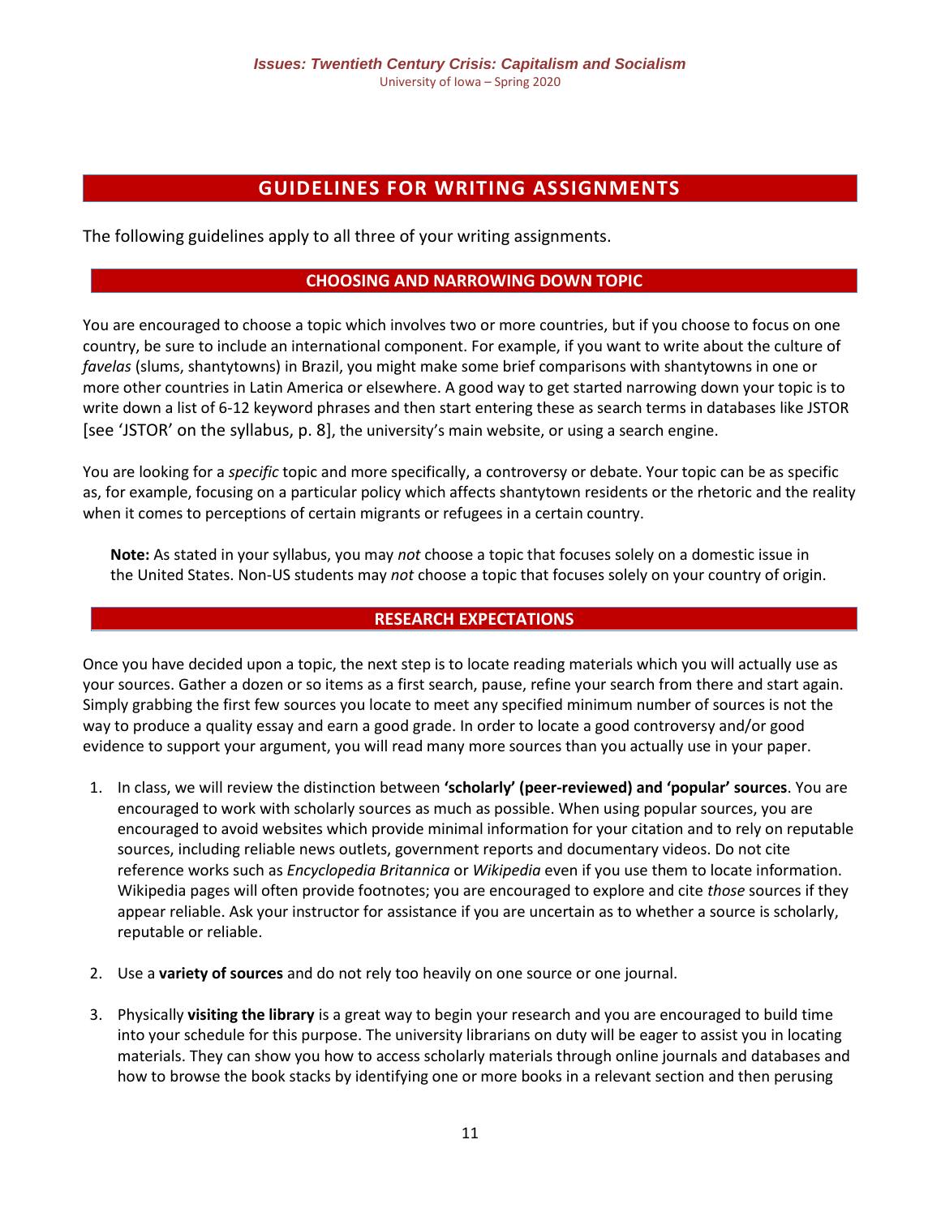## GUIDELINES FOR WRITING ASSIGNMENTS

The following guidelines apply to all three of your writing assignments.

### CHOOSING AND NARROWING DOWN TOPIC

You are encouraged to choose a topic which involves two or more countries, but if you choose to focus on one country, be sure to include an international component. For example, if you want to write about the culture of *favelas* (slums, shantytowns) in Brazil, you might make some brief comparisons with shantytowns in one or more other countries in Latin America or elsewhere. A good way to get started narrowing down your topic is to write down a list of 6-12 keyword phrases and then start entering these as search terms in databases like JSTOR [see 'JSTOR' on the syllabus, p. 8], the university's main website, or using a search engine.

You are looking for a *specific* topic and more specifically, a controversy or debate. Your topic can be as specific as, for example, focusing on a particular policy which affects shantytown residents or the rhetoric and the reality when it comes to perceptions of certain migrants or refugees in a certain country.

> **Note:** As stated in your syllabus, you may *not* choose a topic that focuses solely on a domestic issue in the United States. Non-US students may *not* choose a topic that focuses solely on your country of origin.

### RESEARCH EXPECTATIONS

Once you have decided upon a topic, the next step is to locate reading materials which you will actually use as your sources. Gather a dozen or so items as a first search, pause, refine your search from there and start again. Simply grabbing the first few sources you locate to meet any specified minimum number of sources is not the way to produce a quality essay and earn a good grade. In order to locate a good controversy and/or good evidence to support your argument, you will read many more sources than you actually use in your paper.

1. In class, we will review the distinction between **'scholarly' (peer-reviewed) and 'popular' sources**. You are encouraged to work with scholarly sources as much as possible. When using popular sources, you are encouraged to avoid websites which provide minimal information for your citation and to rely on reputable sources, including reliable news outlets, government reports and documentary videos. Do not cite reference works such as *Encyclopedia Britannica* or *Wikipedia* even if you use them to locate information. Wikipedia pages will often provide footnotes; you are encouraged to explore and cite *those* sources if they appear reliable. Ask your instructor for assistance if you are uncertain as to whether a source is scholarly, reputable or reliable.

2. Use a **variety of sources** and do not rely too heavily on one source or one journal.

3. Physically **visiting the library** is a great way to begin your research and you are encouraged to build time into your schedule for this purpose. The university librarians on duty will be eager to assist you in locating materials. They can show you how to access scholarly materials through online journals and databases and how to browse the book stacks by identifying one or more books in a relevant section and then perusing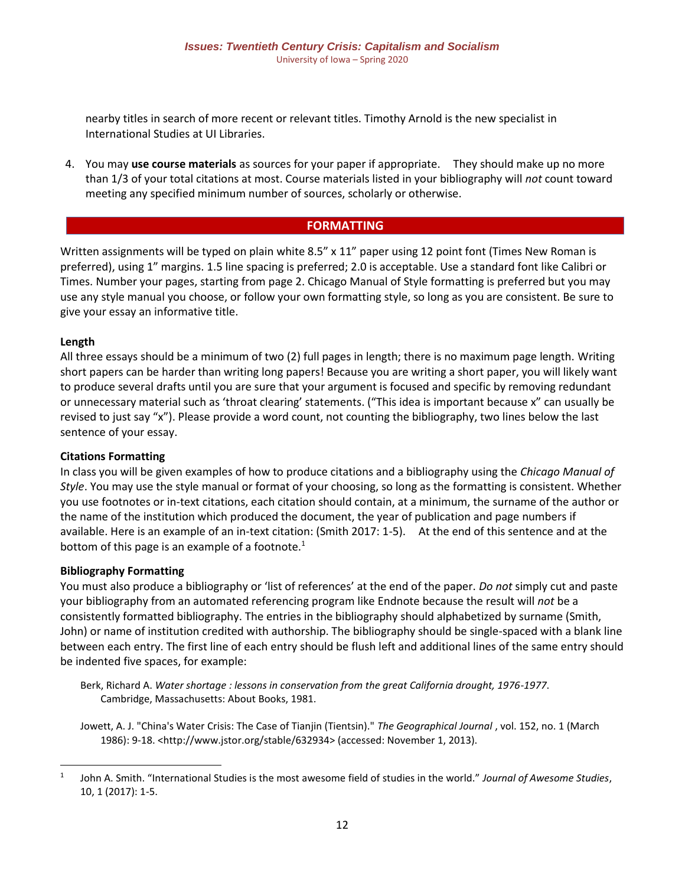nearby titles in search of more recent or relevant titles. Timothy Arnold is the new specialist in International Studies at UI Libraries.

4. You may **use course materials** as sources for your paper if appropriate. They should make up no more than 1/3 of your total citations at most. Course materials listed in your bibliography will *not* count toward meeting any specified minimum number of sources, scholarly or otherwise.

## FORMATTING

Written assignments will be typed on plain white 8.5" x 11" paper using 12 point font (Times New Roman is preferred), using 1" margins. 1.5 line spacing is preferred; 2.0 is acceptable. Use a standard font like Calibri or Times. Number your pages, starting from page 2. Chicago Manual of Style formatting is preferred but you may use any style manual you choose, or follow your own formatting style, so long as you are consistent. Be sure to give your essay an informative title.

### Length

All three essays should be a minimum of two (2) full pages in length; there is no maximum page length. Writing short papers can be harder than writing long papers! Because you are writing a short paper, you will likely want to produce several drafts until you are sure that your argument is focused and specific by removing redundant or unnecessary material such as 'throat clearing' statements. ("This idea is important because x" can usually be revised to just say "x"). Please provide a word count, not counting the bibliography, two lines below the last sentence of your essay.

### Citations Formatting

In class you will be given examples of how to produce citations and a bibliography using the *Chicago Manual of Style*. You may use the style manual or format of your choosing, so long as the formatting is consistent. Whether you use footnotes or in-text citations, each citation should contain, at a minimum, the surname of the author or the name of the institution which produced the document, the year of publication and page numbers if available. Here is an example of an in-text citation: (Smith 2017: 1-5). At the end of this sentence and at the bottom of this page is an example of a footnote.[1]

### Bibliography Formatting

You must also produce a bibliography or 'list of references' at the end of the paper. *Do not* simply cut and paste your bibliography from an automated referencing program like Endnote because the result will *not* be a consistently formatted bibliography. The entries in the bibliography should alphabetized by surname (Smith, John) or name of institution credited with authorship. The bibliography should be single-spaced with a blank line between each entry. The first line of each entry should be flush left and additional lines of the same entry should be indented five spaces, for example:

> Berk, Richard A. *Water shortage : lessons in conservation from the great California drought, 1976-1977*. Cambridge, Massachusetts: About Books, 1981.
>
> Jowett, A. J. "China's Water Crisis: The Case of Tianjin (Tientsin)." *The Geographical Journal* , vol. 152, no. 1 (March 1986): 9-18. <http://www.jstor.org/stable/632934> (accessed: November 1, 2013).

---

[1] John A. Smith. "International Studies is the most awesome field of studies in the world." *Journal of Awesome Studies*, 10, 1 (2017): 1-5.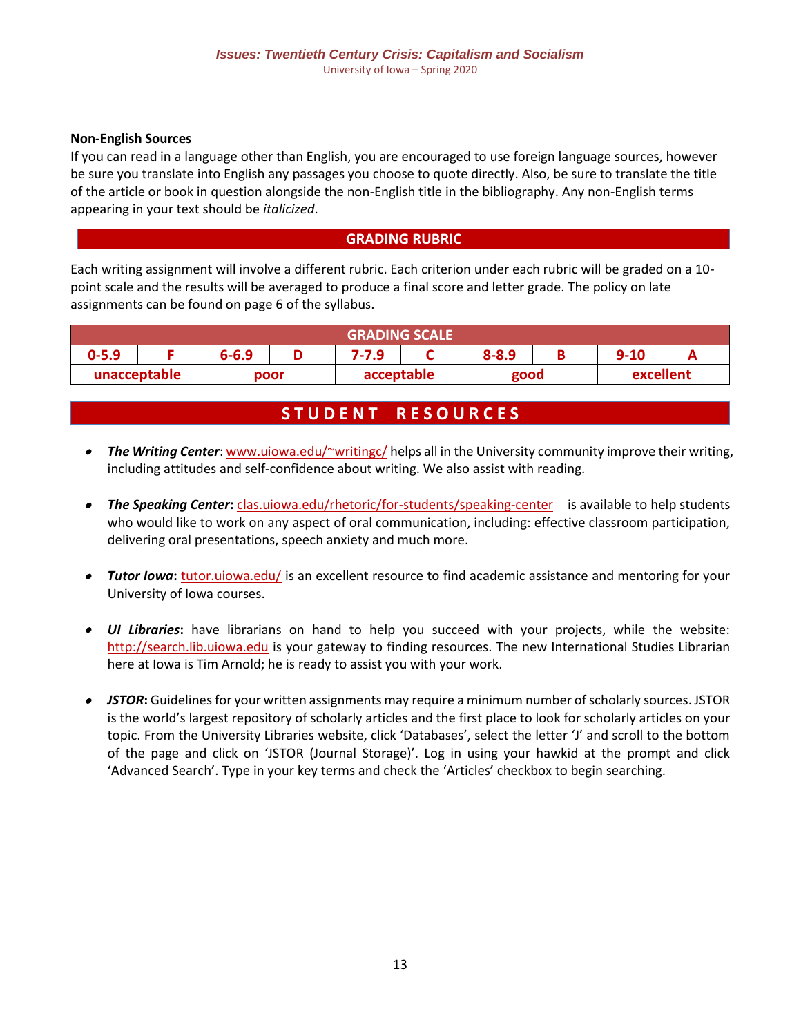**Non-English Sources**

If you can read in a language other than English, you are encouraged to use foreign language sources, however be sure you translate into English any passages you choose to quote directly. Also, be sure to translate the title of the article or book in question alongside the non-English title in the bibliography. Any non-English terms appearing in your text should be *italicized*.

## GRADING RUBRIC

Each writing assignment will involve a different rubric. Each criterion under each rubric will be graded on a 10-point scale and the results will be averaged to produce a final score and letter grade. The policy on late assignments can be found on page 6 of the syllabus.

| GRADING SCALE | | | | | | | | | |
|---|---|---|---|---|---|---|---|---|---|
| 0-5.9 | F | 6-6.9 | D | 7-7.9 | C | 8-8.9 | B | 9-10 | A |
| unacceptable | | poor | | acceptable | | good | | excellent | |

## STUDENT RESOURCES

- ***The Writing Center***: www.uiowa.edu/~writingc/ helps all in the University community improve their writing, including attitudes and self-confidence about writing. We also assist with reading.

- ***The Speaking Center*:** clas.uiowa.edu/rhetoric/for-students/speaking-center is available to help students who would like to work on any aspect of oral communication, including: effective classroom participation, delivering oral presentations, speech anxiety and much more.

- ***Tutor Iowa*:** tutor.uiowa.edu/ is an excellent resource to find academic assistance and mentoring for your University of Iowa courses.

- ***UI Libraries*:** have librarians on hand to help you succeed with your projects, while the website: http://search.lib.uiowa.edu is your gateway to finding resources. The new International Studies Librarian here at Iowa is Tim Arnold; he is ready to assist you with your work.

- ***JSTOR*:** Guidelines for your written assignments may require a minimum number of scholarly sources. JSTOR is the world's largest repository of scholarly articles and the first place to look for scholarly articles on your topic. From the University Libraries website, click 'Databases', select the letter 'J' and scroll to the bottom of the page and click on 'JSTOR (Journal Storage)'. Log in using your hawkid at the prompt and click 'Advanced Search'. Type in your key terms and check the 'Articles' checkbox to begin searching.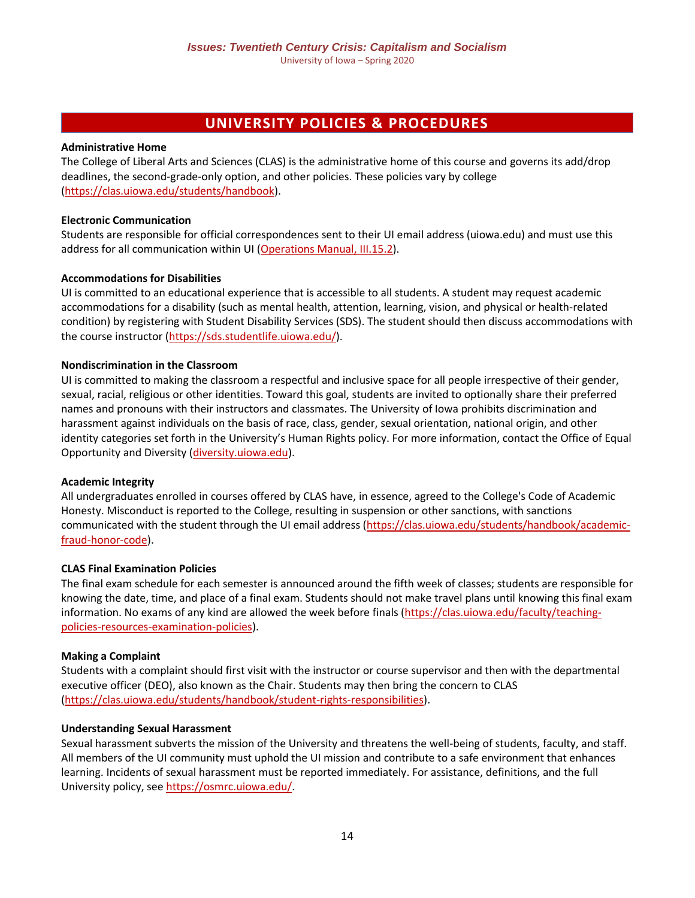## UNIVERSITY POLICIES & PROCEDURES

**Administrative Home**
The College of Liberal Arts and Sciences (CLAS) is the administrative home of this course and governs its add/drop deadlines, the second-grade-only option, and other policies. These policies vary by college (https://clas.uiowa.edu/students/handbook).

**Electronic Communication**
Students are responsible for official correspondences sent to their UI email address (uiowa.edu) and must use this address for all communication within UI (Operations Manual, III.15.2).

**Accommodations for Disabilities**
UI is committed to an educational experience that is accessible to all students. A student may request academic accommodations for a disability (such as mental health, attention, learning, vision, and physical or health-related condition) by registering with Student Disability Services (SDS). The student should then discuss accommodations with the course instructor (https://sds.studentlife.uiowa.edu/).

**Nondiscrimination in the Classroom**
UI is committed to making the classroom a respectful and inclusive space for all people irrespective of their gender, sexual, racial, religious or other identities. Toward this goal, students are invited to optionally share their preferred names and pronouns with their instructors and classmates. The University of Iowa prohibits discrimination and harassment against individuals on the basis of race, class, gender, sexual orientation, national origin, and other identity categories set forth in the University's Human Rights policy. For more information, contact the Office of Equal Opportunity and Diversity (diversity.uiowa.edu).

**Academic Integrity**
All undergraduates enrolled in courses offered by CLAS have, in essence, agreed to the College's Code of Academic Honesty. Misconduct is reported to the College, resulting in suspension or other sanctions, with sanctions communicated with the student through the UI email address (https://clas.uiowa.edu/students/handbook/academic-fraud-honor-code).

**CLAS Final Examination Policies**
The final exam schedule for each semester is announced around the fifth week of classes; students are responsible for knowing the date, time, and place of a final exam. Students should not make travel plans until knowing this final exam information. No exams of any kind are allowed the week before finals (https://clas.uiowa.edu/faculty/teaching-policies-resources-examination-policies).

**Making a Complaint**
Students with a complaint should first visit with the instructor or course supervisor and then with the departmental executive officer (DEO), also known as the Chair. Students may then bring the concern to CLAS (https://clas.uiowa.edu/students/handbook/student-rights-responsibilities).

**Understanding Sexual Harassment**
Sexual harassment subverts the mission of the University and threatens the well-being of students, faculty, and staff. All members of the UI community must uphold the UI mission and contribute to a safe environment that enhances learning. Incidents of sexual harassment must be reported immediately. For assistance, definitions, and the full University policy, see https://osmrc.uiowa.edu/.